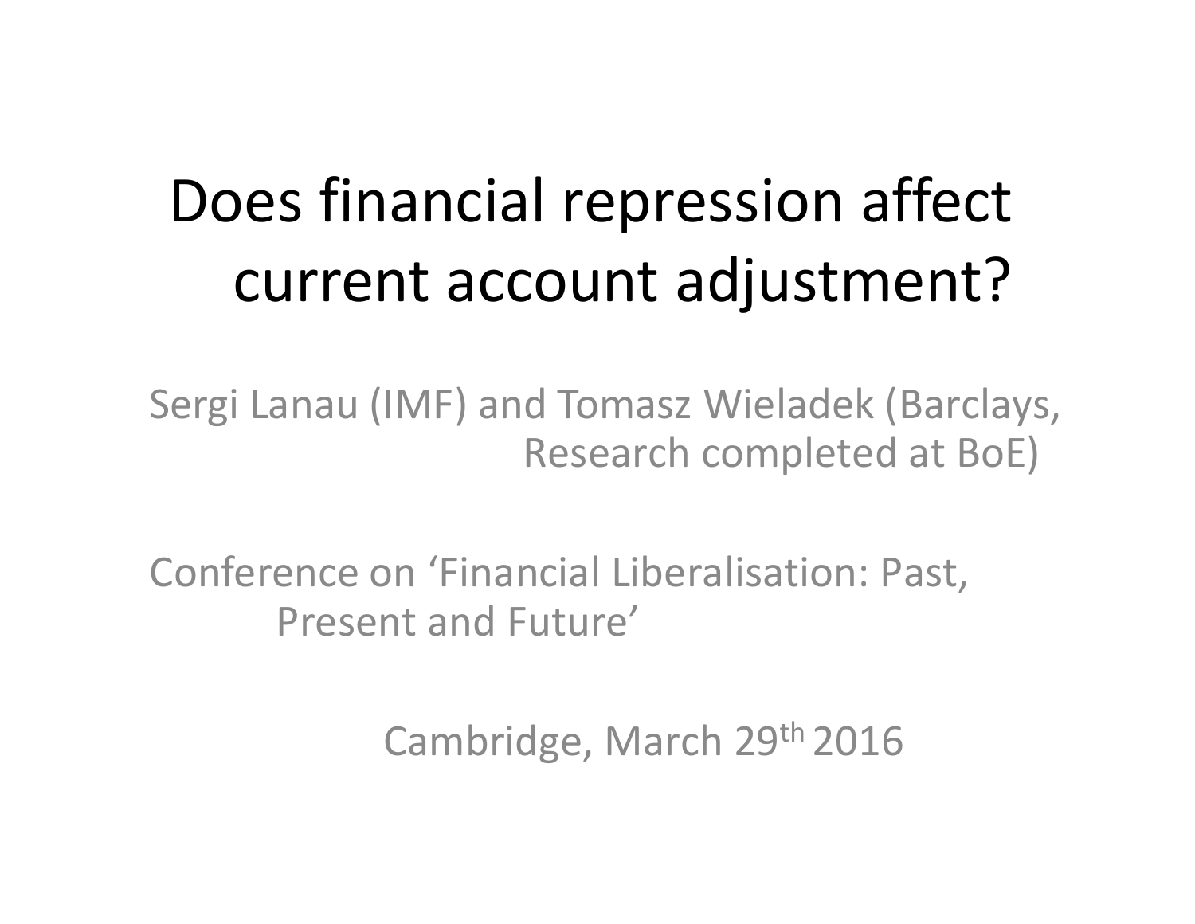# Does financial repression affect current account adjustment?

Sergi Lanau (IMF) and Tomasz Wieladek (Barclays, Research completed at BoE)

Conference on 'Financial Liberalisation: Past, Present and Future'

Cambridge, March 29th 2016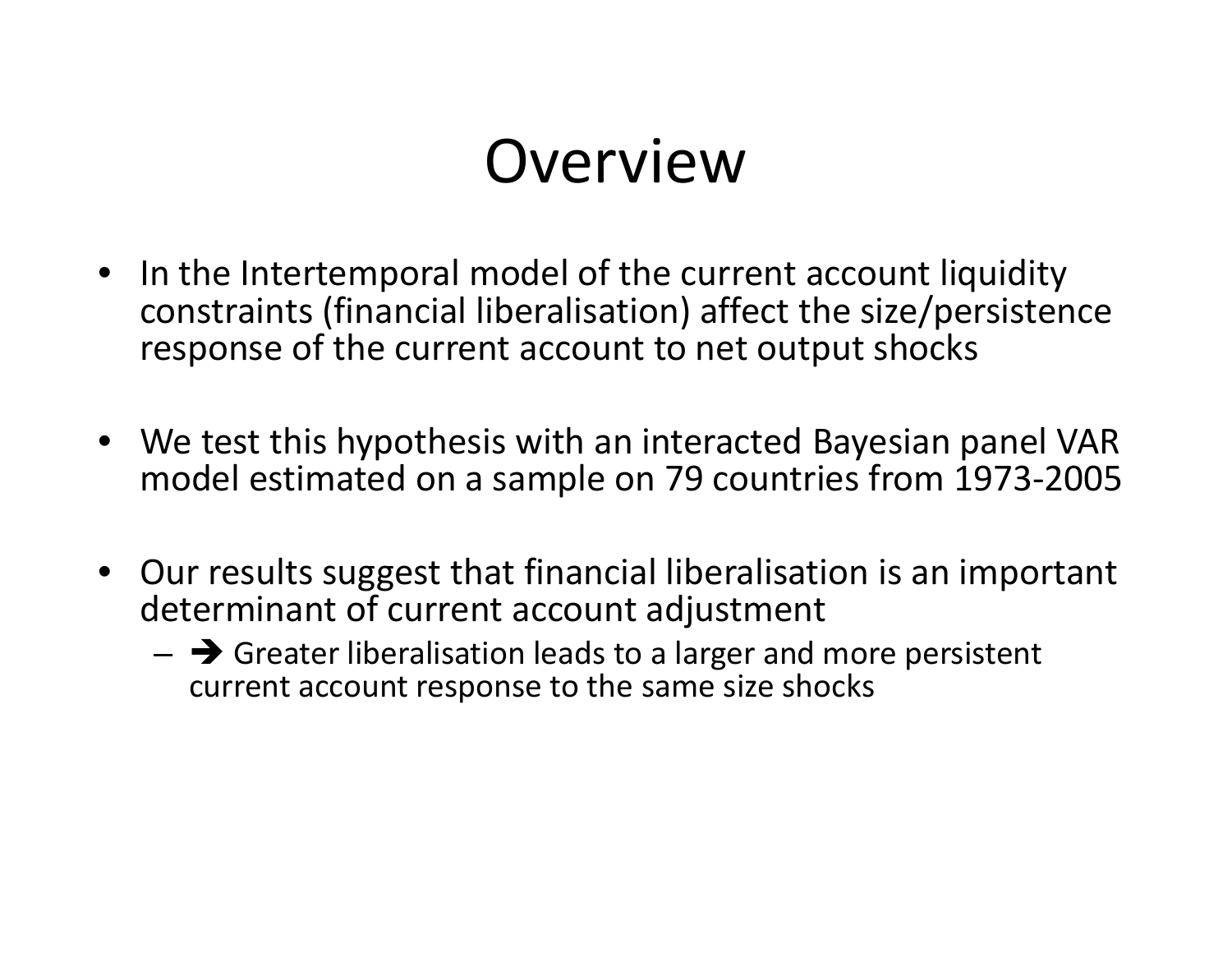# Overview

- In the Intertemporal model of the current account liquidity constraints (financial liberalisation) affect the size/persistence response of the current account to net output shocks
- We test this hypothesis with an interacted Bayesian panel VAR model estimated on a sample on 79 countries from 1973-2005
- Our results suggest that financial liberalisation is an important determinant of current account adjustment
  - ➔ Greater liberalisation leads to a larger and more persistent current account response to the same size shocks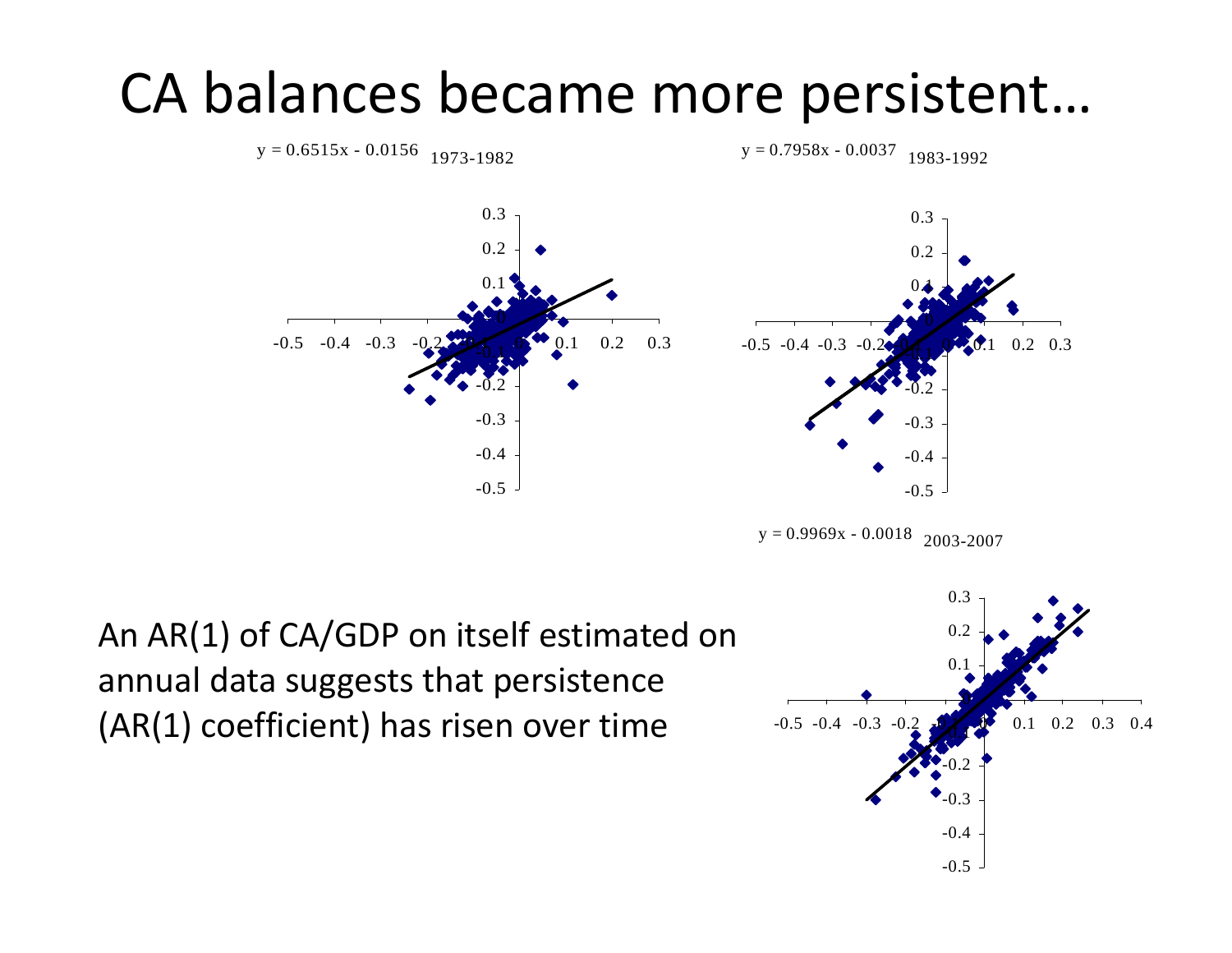# CA balances became more persistent…

y = 0.6515x - 0.0156 1973-1982

y = 0.7958x - 0.0037 1983-1992

y = 0.9969x - 0.0018 2003-2007

An AR(1) of CA/GDP on itself estimated on annual data suggests that persistence (AR(1) coefficient) has risen over time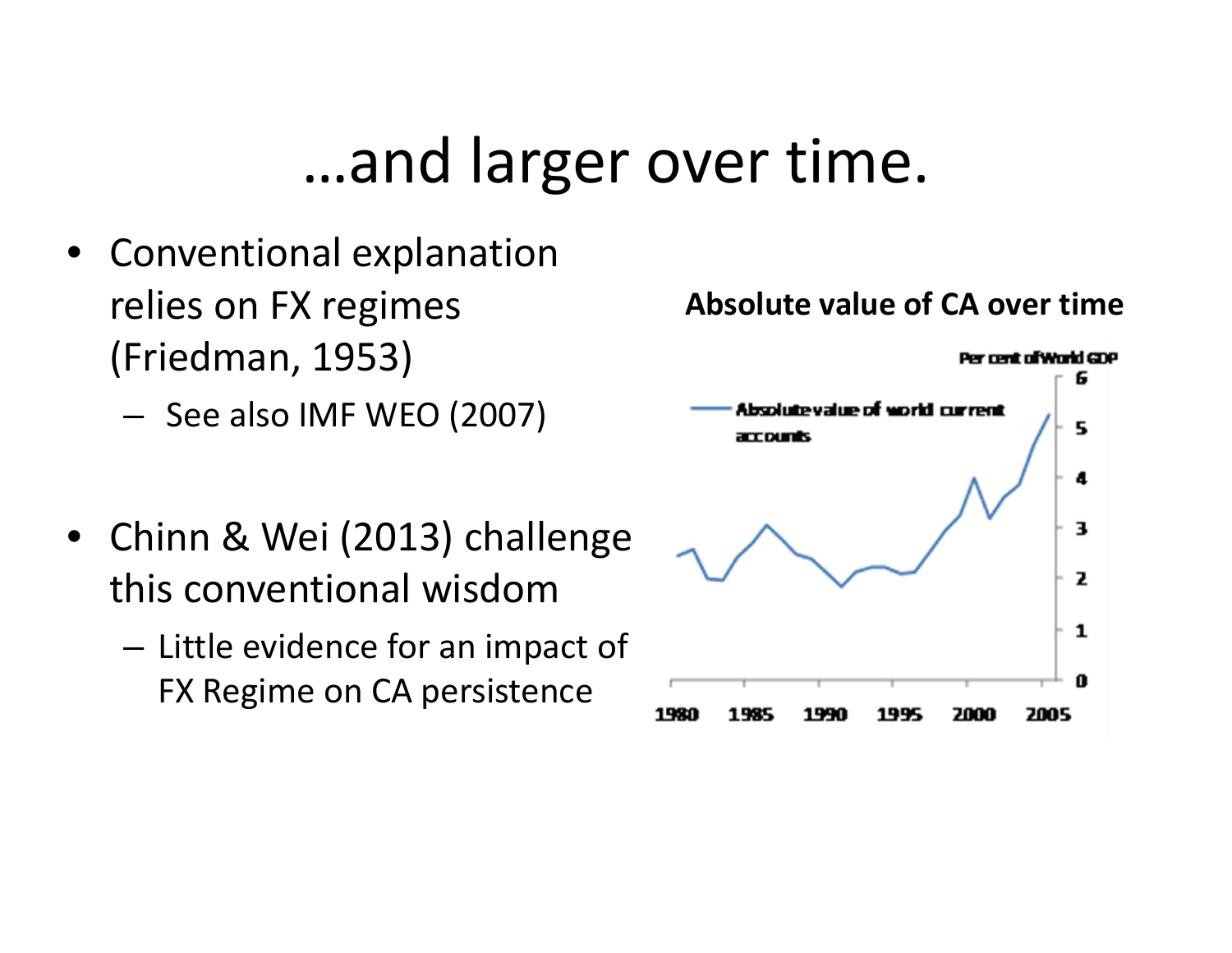# …and larger over time.

- Conventional explanation relies on FX regimes (Friedman, 1953)
  - See also IMF WEO (2007)
- Chinn & Wei (2013) challenge this conventional wisdom
  - Little evidence for an impact of FX Regime on CA persistence

**Absolute value of CA over time**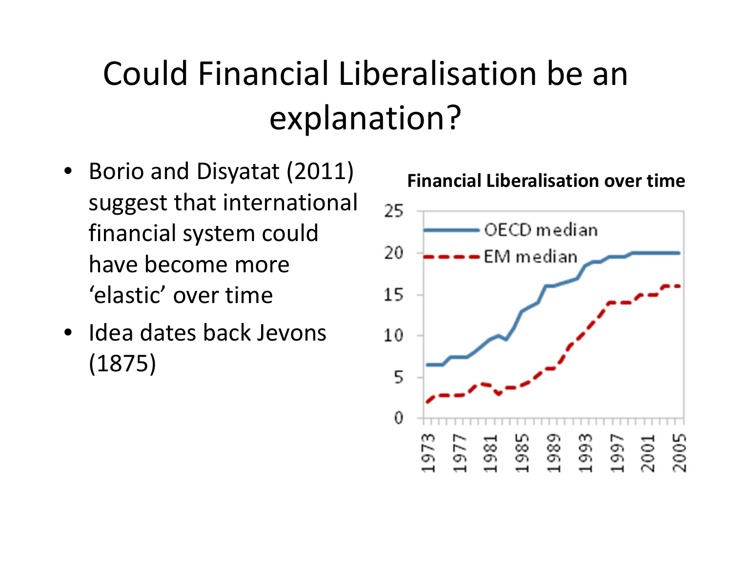# Could Financial Liberalisation be an explanation?

- Borio and Disyatat (2011) suggest that international financial system could have become more ‘elastic’ over time
- Idea dates back Jevons (1875)

**Financial Liberalisation over time**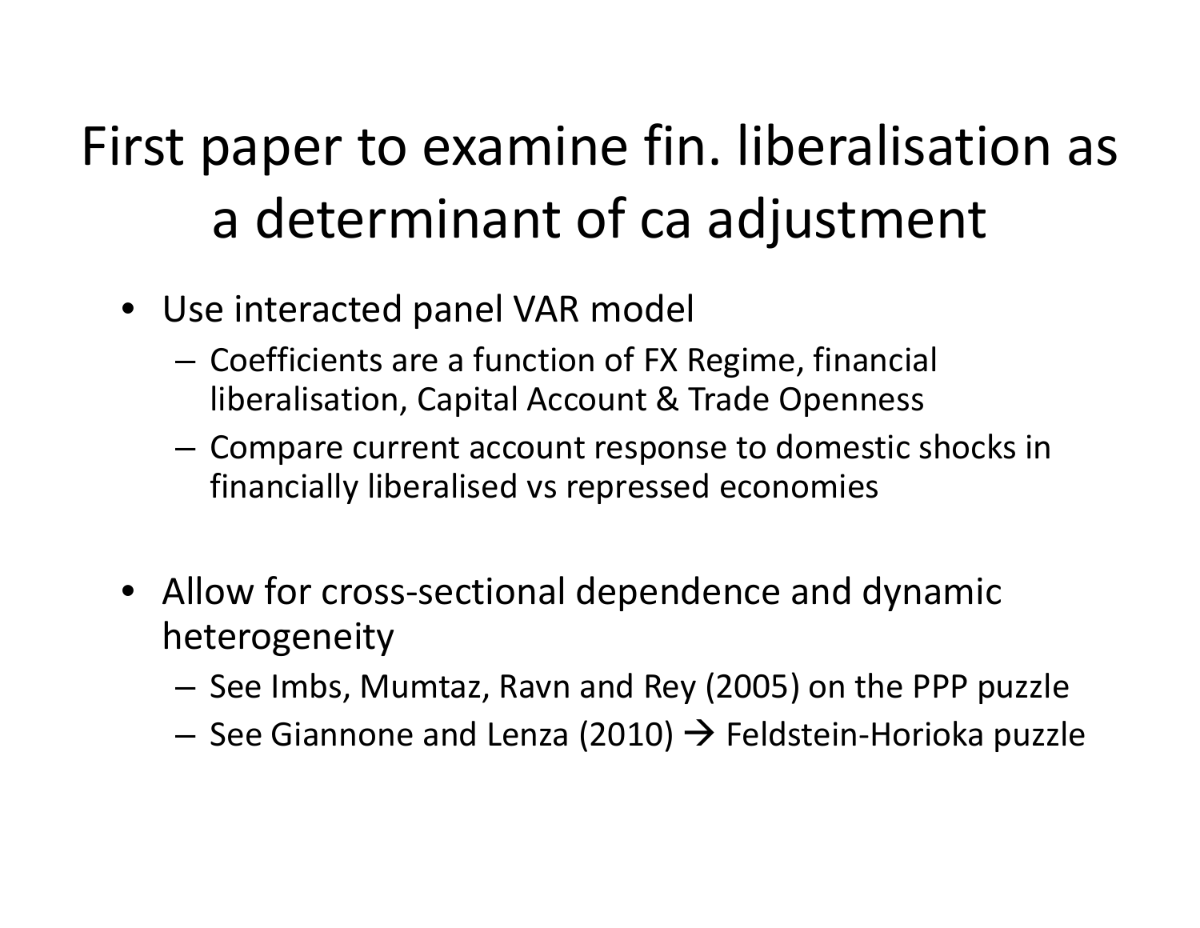# First paper to examine fin. liberalisation as a determinant of ca adjustment

- Use interacted panel VAR model
  - Coefficients are a function of FX Regime, financial liberalisation, Capital Account & Trade Openness
  - Compare current account response to domestic shocks in financially liberalised vs repressed economies

- Allow for cross-sectional dependence and dynamic heterogeneity
  - See Imbs, Mumtaz, Ravn and Rey (2005) on the PPP puzzle
  - See Giannone and Lenza (2010) → Feldstein-Horioka puzzle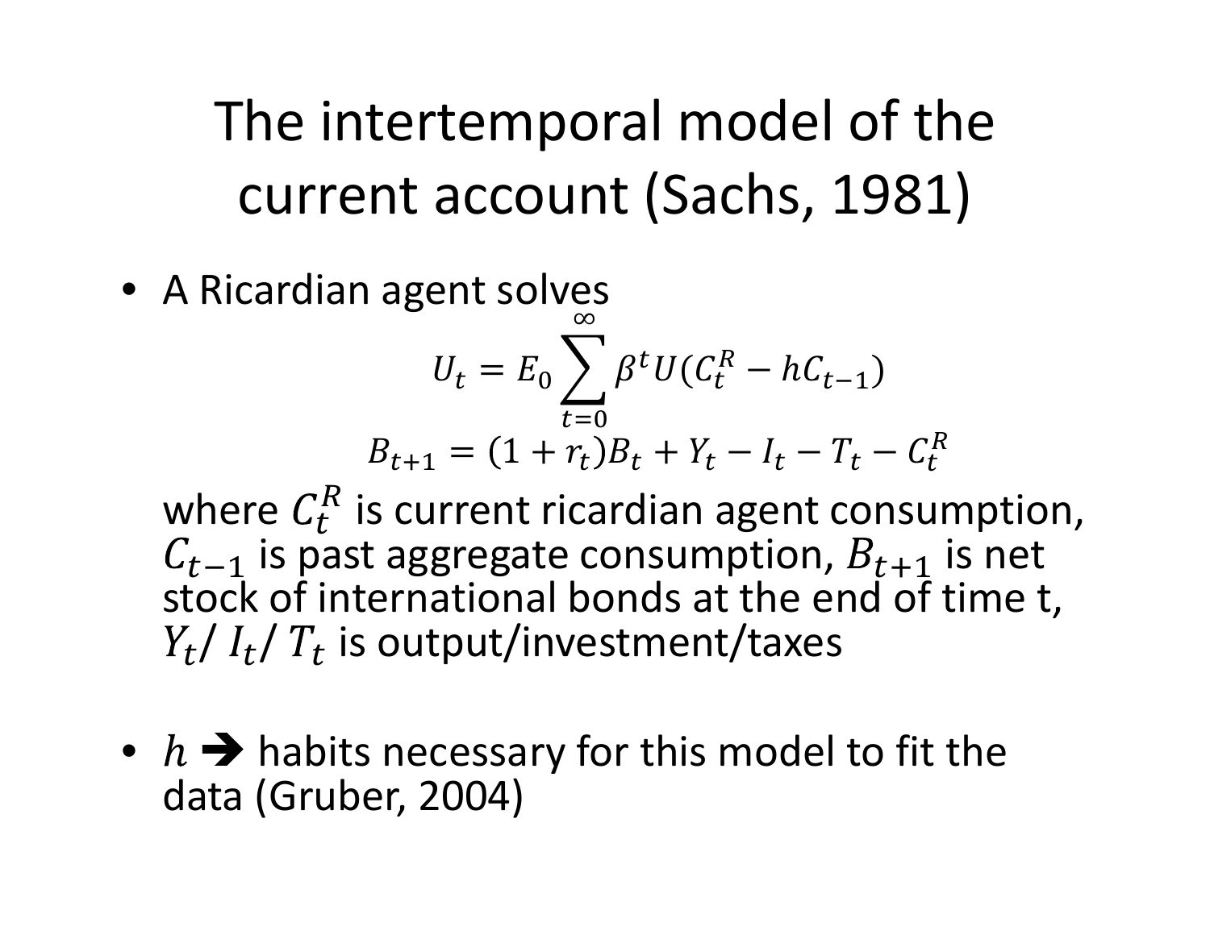# The intertemporal model of the current account (Sachs, 1981)

- A Ricardian agent solves

$$U_t = E_0 \sum_{t=0}^{\infty} \beta^t U(C_t^R - hC_{t-1})$$

$$B_{t+1} = (1 + r_t)B_t + Y_t - I_t - T_t - C_t^R$$

where $C_t^R$ is current ricardian agent consumption, $C_{t-1}$ is past aggregate consumption, $B_{t+1}$ is net stock of international bonds at the end of time t, $Y_t$/ $I_t$/ $T_t$ is output/investment/taxes

- $h$ ➔ habits necessary for this model to fit the data (Gruber, 2004)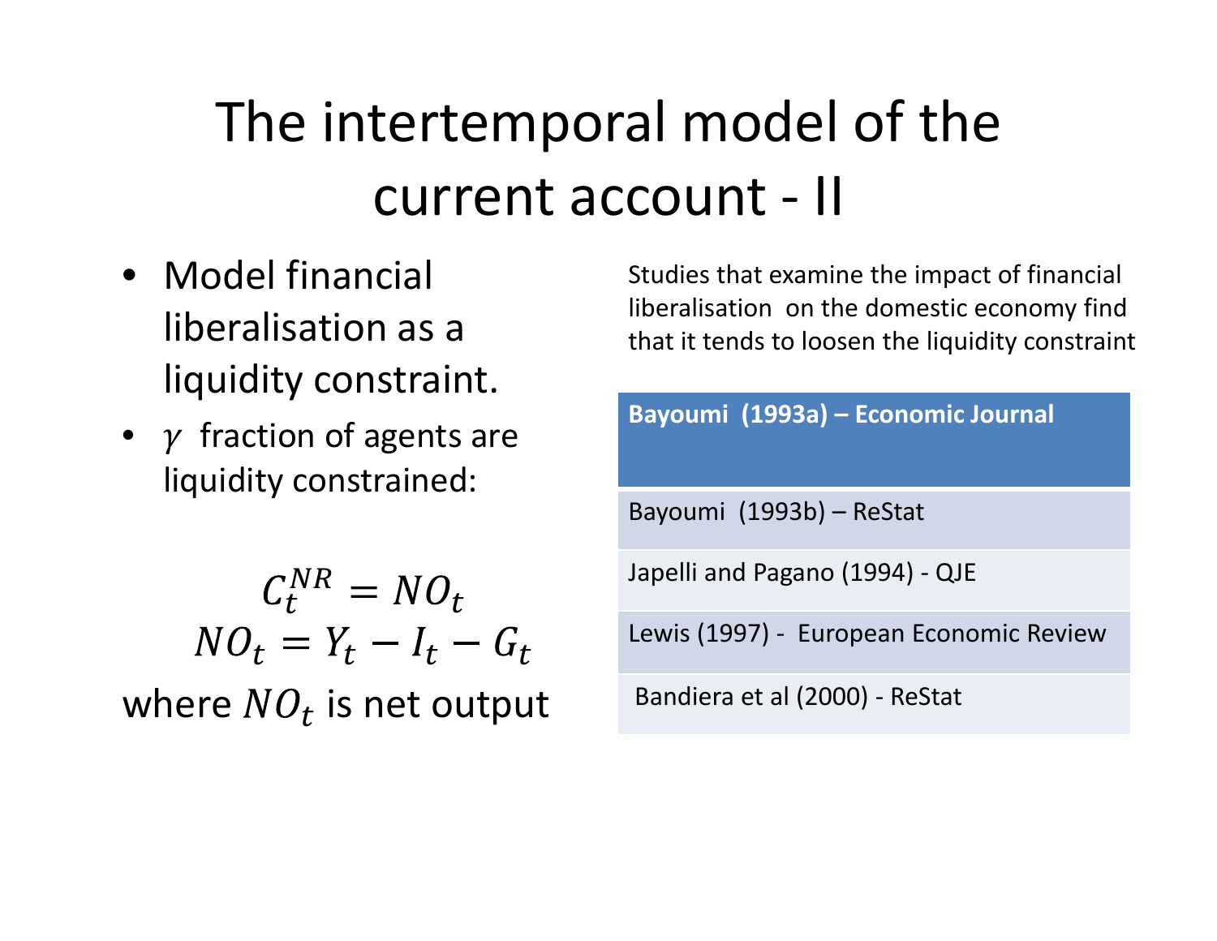# The intertemporal model of the current account - II

- Model financial liberalisation as a liquidity constraint.
- $\gamma$ fraction of agents are liquidity constrained:

$$C_t^{NR} = NO_t$$
$$NO_t = Y_t - I_t - G_t$$

where $NO_t$ is net output

Studies that examine the impact of financial liberalisation on the domestic economy find that it tends to loosen the liquidity constraint

| Bayoumi (1993a) – Economic Journal |
|---|
| Bayoumi (1993b) – ReStat |
| Japelli and Pagano (1994) - QJE |
| Lewis (1997) - European Economic Review |
| Bandiera et al (2000) - ReStat |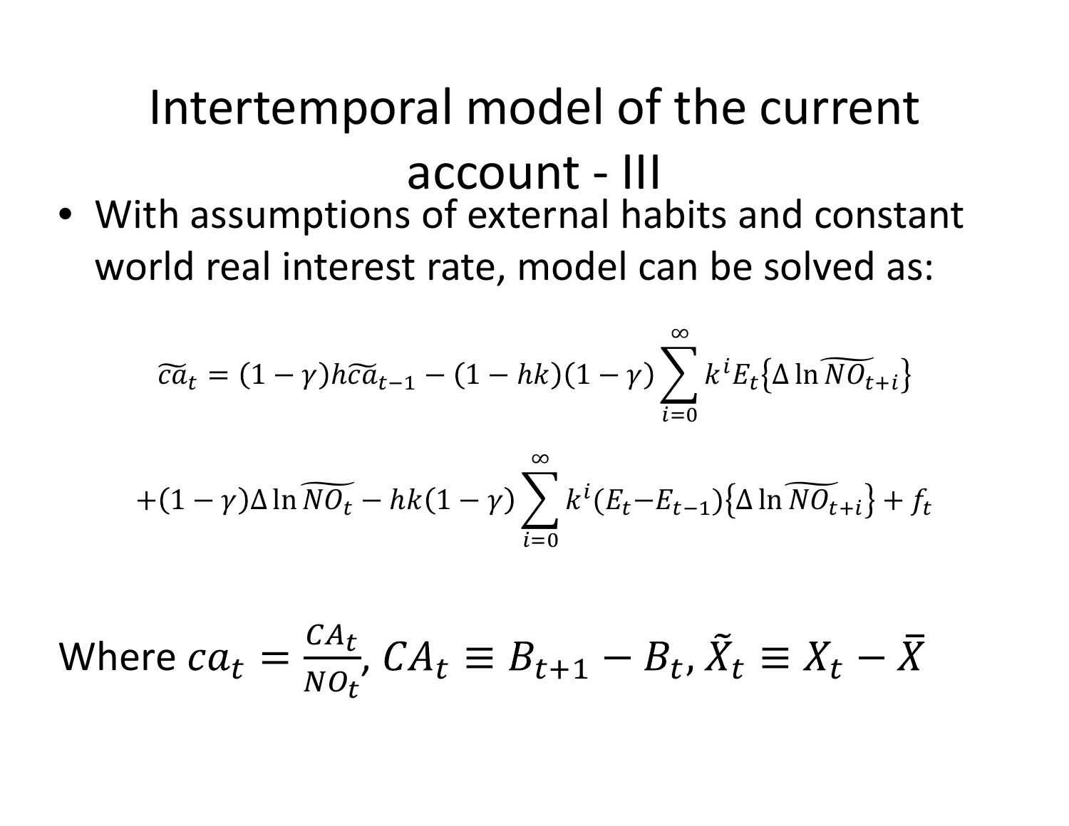# Intertemporal model of the current account - III

- With assumptions of external habits and constant world real interest rate, model can be solved as:

$$\widetilde{ca}_t = (1-\gamma)h\widetilde{ca}_{t-1} - (1-hk)(1-\gamma)\sum_{i=0}^{\infty} k^i E_t\{\Delta \ln \widetilde{NO}_{t+i}\}$$

$$+(1-\gamma)\Delta \ln \widetilde{NO}_t - hk(1-\gamma)\sum_{i=0}^{\infty} k^i (E_t - E_{t-1})\{\Delta \ln \widetilde{NO}_{t+i}\} + f_t$$

Where $ca_t = \frac{CA_t}{NO_t}$, $CA_t \equiv B_{t+1} - B_t$, $\tilde{X}_t \equiv X_t - \bar{X}$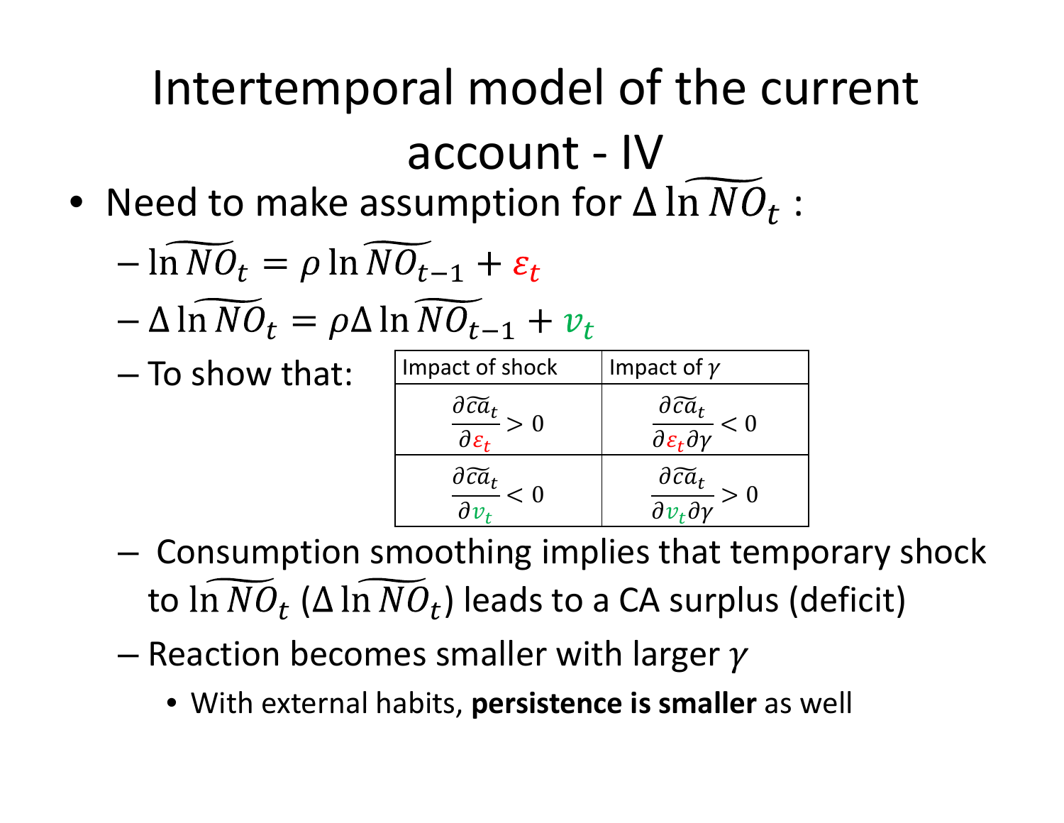# Intertemporal model of the current account - IV

- Need to make assumption for $\Delta \ln \widetilde{NO}_t$ :
  - $\ln \widetilde{NO}_t = \rho \ln \widetilde{NO}_{t-1} + \varepsilon_t$
  - $\Delta \ln \widetilde{NO}_t = \rho \Delta \ln \widetilde{NO}_{t-1} + v_t$
  - To show that:

| Impact of shock | Impact of $\gamma$ |
| --- | --- |
| $\frac{\partial \widetilde{ca}_t}{\partial \varepsilon_t} > 0$ | $\frac{\partial \widetilde{ca}_t}{\partial \varepsilon_t \partial \gamma} < 0$ |
| $\frac{\partial \widetilde{ca}_t}{\partial v_t} < 0$ | $\frac{\partial \widetilde{ca}_t}{\partial v_t \partial \gamma} > 0$ |

  - Consumption smoothing implies that temporary shock to $\ln \widetilde{NO}_t$ ($\Delta \ln \widetilde{NO}_t$) leads to a CA surplus (deficit)
  - Reaction becomes smaller with larger $\gamma$
    - With external habits, **persistence is smaller** as well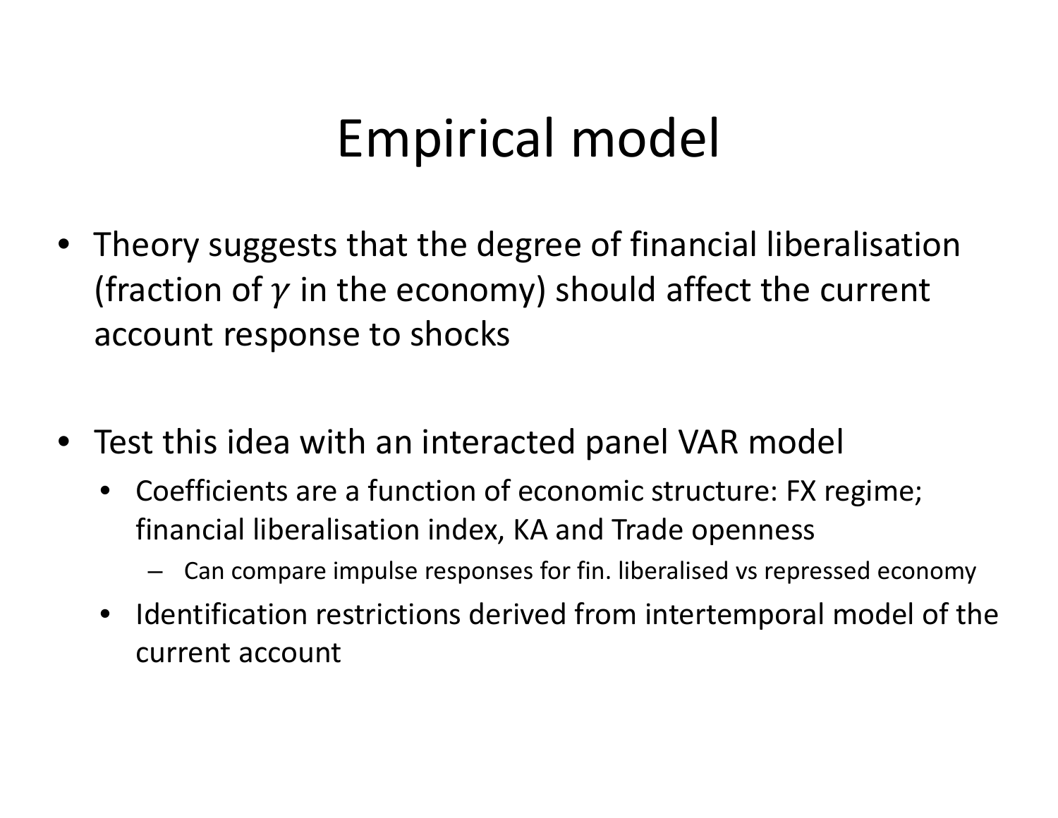# Empirical model

- Theory suggests that the degree of financial liberalisation (fraction of $\gamma$ in the economy) should affect the current account response to shocks

- Test this idea with an interacted panel VAR model
  - Coefficients are a function of economic structure: FX regime; financial liberalisation index, KA and Trade openness
    - Can compare impulse responses for fin. liberalised vs repressed economy
  - Identification restrictions derived from intertemporal model of the current account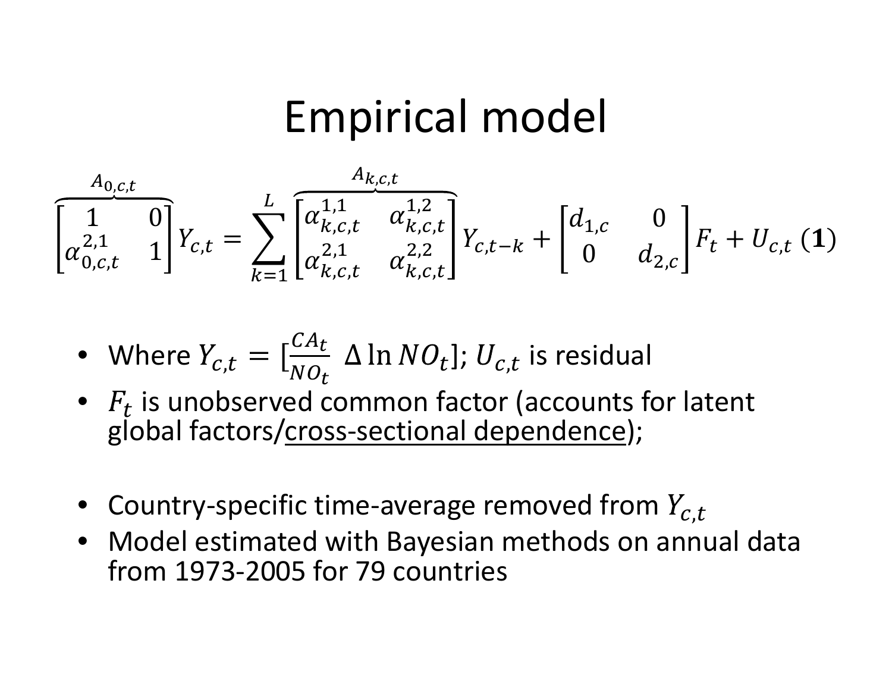# Empirical model

$$\overbrace{\begin{bmatrix} 1 & 0 \\ \alpha_{0,c,t}^{2,1} & 1 \end{bmatrix}}^{A_{0,c,t}} Y_{c,t} = \sum_{k=1}^{L} \overbrace{\begin{bmatrix} \alpha_{k,c,t}^{1,1} & \alpha_{k,c,t}^{1,2} \\ \alpha_{k,c,t}^{2,1} & \alpha_{k,c,t}^{2,2} \end{bmatrix}}^{A_{k,c,t}} Y_{c,t-k} + \begin{bmatrix} d_{1,c} & 0 \\ 0 & d_{2,c} \end{bmatrix} F_t + U_{c,t} \; (\mathbf{1})$$

- Where $Y_{c,t} = [\frac{CA_t}{NO_t} \;\; \Delta \ln NO_t]$; $U_{c,t}$ is residual
- $F_t$ is unobserved common factor (accounts for latent global factors/cross-sectional dependence);
- Country-specific time-average removed from $Y_{c,t}$
- Model estimated with Bayesian methods on annual data from 1973-2005 for 79 countries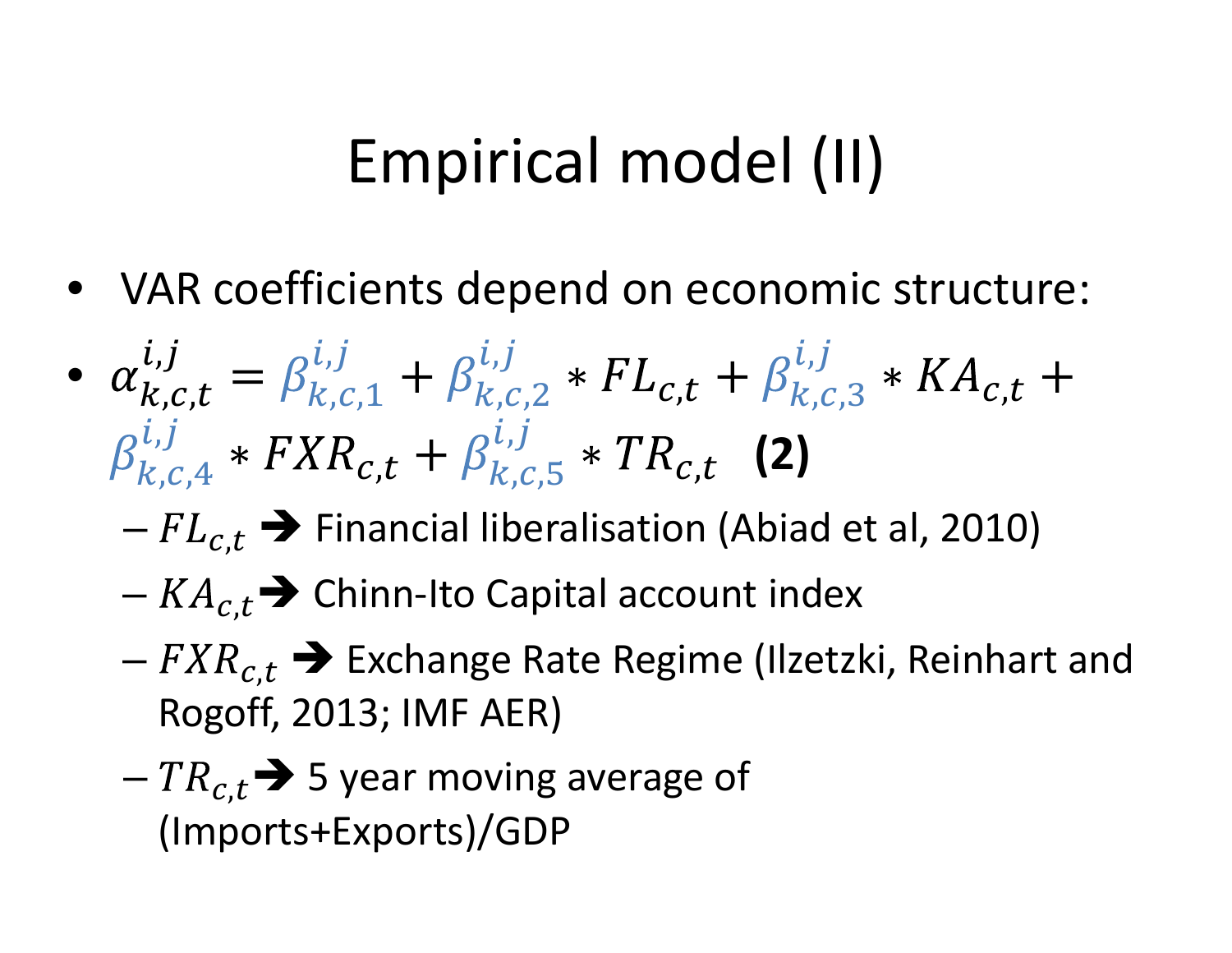# Empirical model (II)

- VAR coefficients depend on economic structure:
- $\alpha_{k,c,t}^{i,j} = \beta_{k,c,1}^{i,j} + \beta_{k,c,2}^{i,j} * FL_{c,t} + \beta_{k,c,3}^{i,j} * KA_{c,t} + \beta_{k,c,4}^{i,j} * FXR_{c,t} + \beta_{k,c,5}^{i,j} * TR_{c,t}$ **(2)**
  - $FL_{c,t}$ ➔ Financial liberalisation (Abiad et al, 2010)
  - $KA_{c,t}$ ➔ Chinn-Ito Capital account index
  - $FXR_{c,t}$ ➔ Exchange Rate Regime (Ilzetzki, Reinhart and Rogoff, 2013; IMF AER)
  - $TR_{c,t}$ ➔ 5 year moving average of (Imports+Exports)/GDP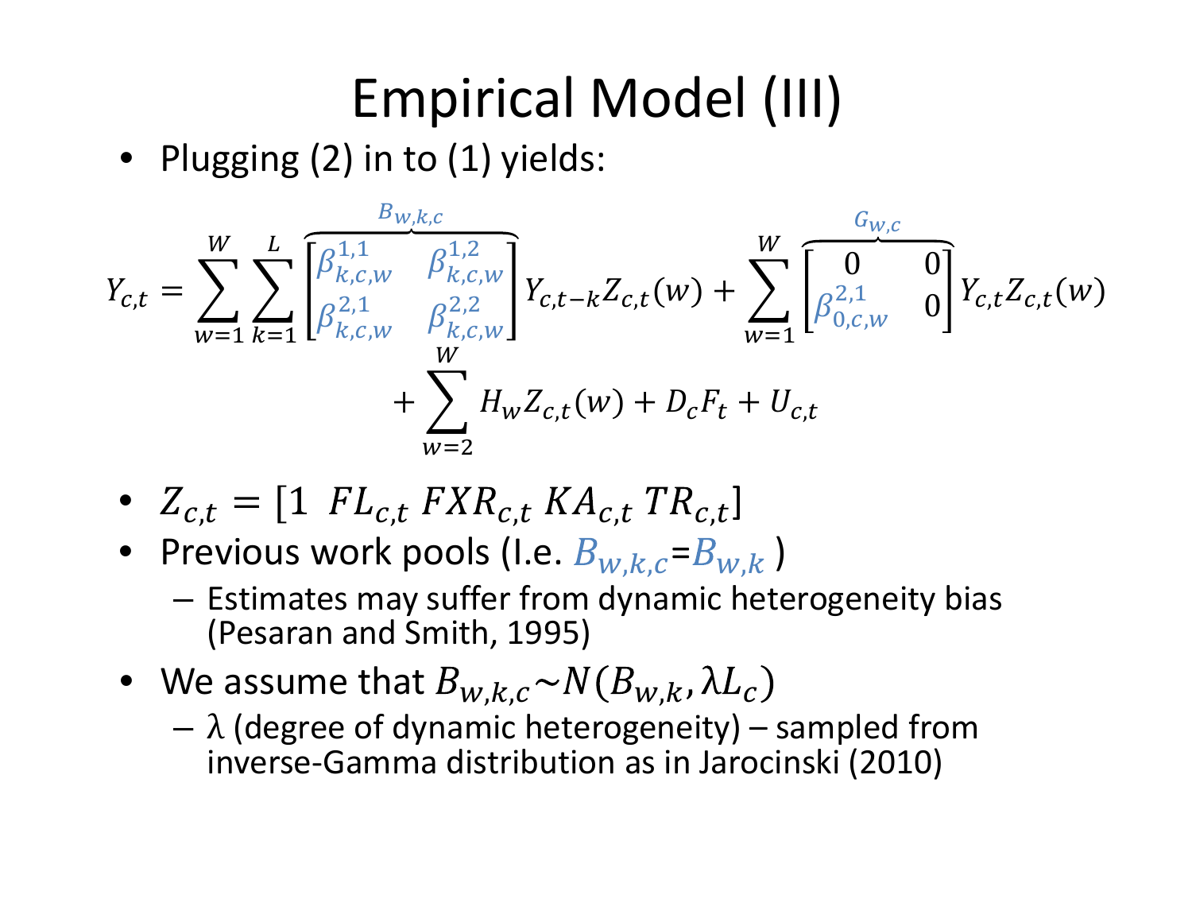# Empirical Model (III)

- Plugging (2) in to (1) yields:

$$Y_{c,t} = \sum_{w=1}^{W} \sum_{k=1}^{L} \overbrace{\begin{bmatrix} \beta_{k,c,w}^{1,1} & \beta_{k,c,w}^{1,2} \\ \beta_{k,c,w}^{2,1} & \beta_{k,c,w}^{2,2} \end{bmatrix}}^{B_{w,k,c}} Y_{c,t-k} Z_{c,t}(w) + \sum_{w=1}^{W} \overbrace{\begin{bmatrix} 0 & 0 \\ \beta_{0,c,w}^{2,1} & 0 \end{bmatrix}}^{G_{w,c}} Y_{c,t} Z_{c,t}(w) + \sum_{w=2}^{W} H_w Z_{c,t}(w) + D_c F_t + U_{c,t}$$

- $Z_{c,t} = [1 \;\; FL_{c,t} \; FXR_{c,t} \; KA_{c,t} \; TR_{c,t}]$
- Previous work pools (I.e. $B_{w,k,c}$=$B_{w,k}$ )
  - Estimates may suffer from dynamic heterogeneity bias (Pesaran and Smith, 1995)
- We assume that $B_{w,k,c} \sim N(B_{w,k}, \lambda L_c)$
  - $\lambda$ (degree of dynamic heterogeneity) – sampled from inverse-Gamma distribution as in Jarocinski (2010)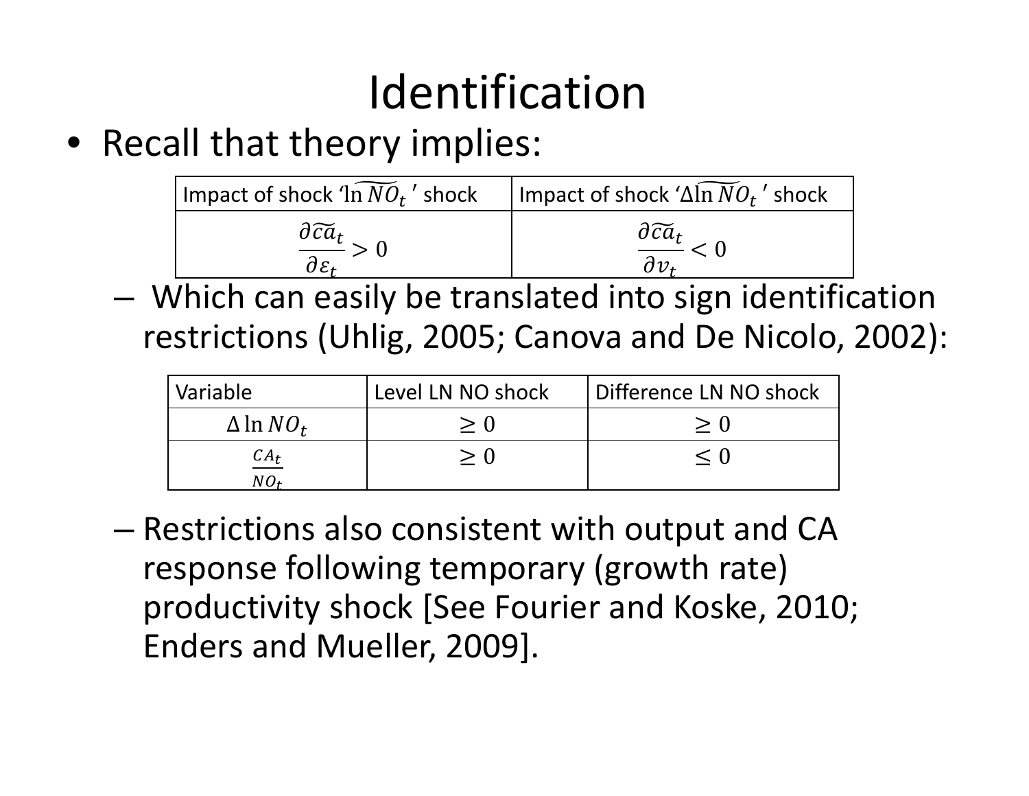# Identification

- Recall that theory implies:

| Impact of shock '$\widetilde{\ln NO_t}$' shock | Impact of shock '$\Delta\widetilde{\ln NO_t}$' shock |
|---|---|
| $\frac{\partial \widetilde{ca}_t}{\partial \varepsilon_t} > 0$ | $\frac{\partial \widetilde{ca}_t}{\partial v_t} < 0$ |

  - Which can easily be translated into sign identification restrictions (Uhlig, 2005; Canova and De Nicolo, 2002):

| Variable | Level LN NO shock | Difference LN NO shock |
|---|---|---|
| $\Delta \ln NO_t$ | $\geq 0$ | $\geq 0$ |
| $\frac{CA_t}{NO_t}$ | $\geq 0$ | $\leq 0$ |

  - Restrictions also consistent with output and CA response following temporary (growth rate) productivity shock [See Fourier and Koske, 2010; Enders and Mueller, 2009].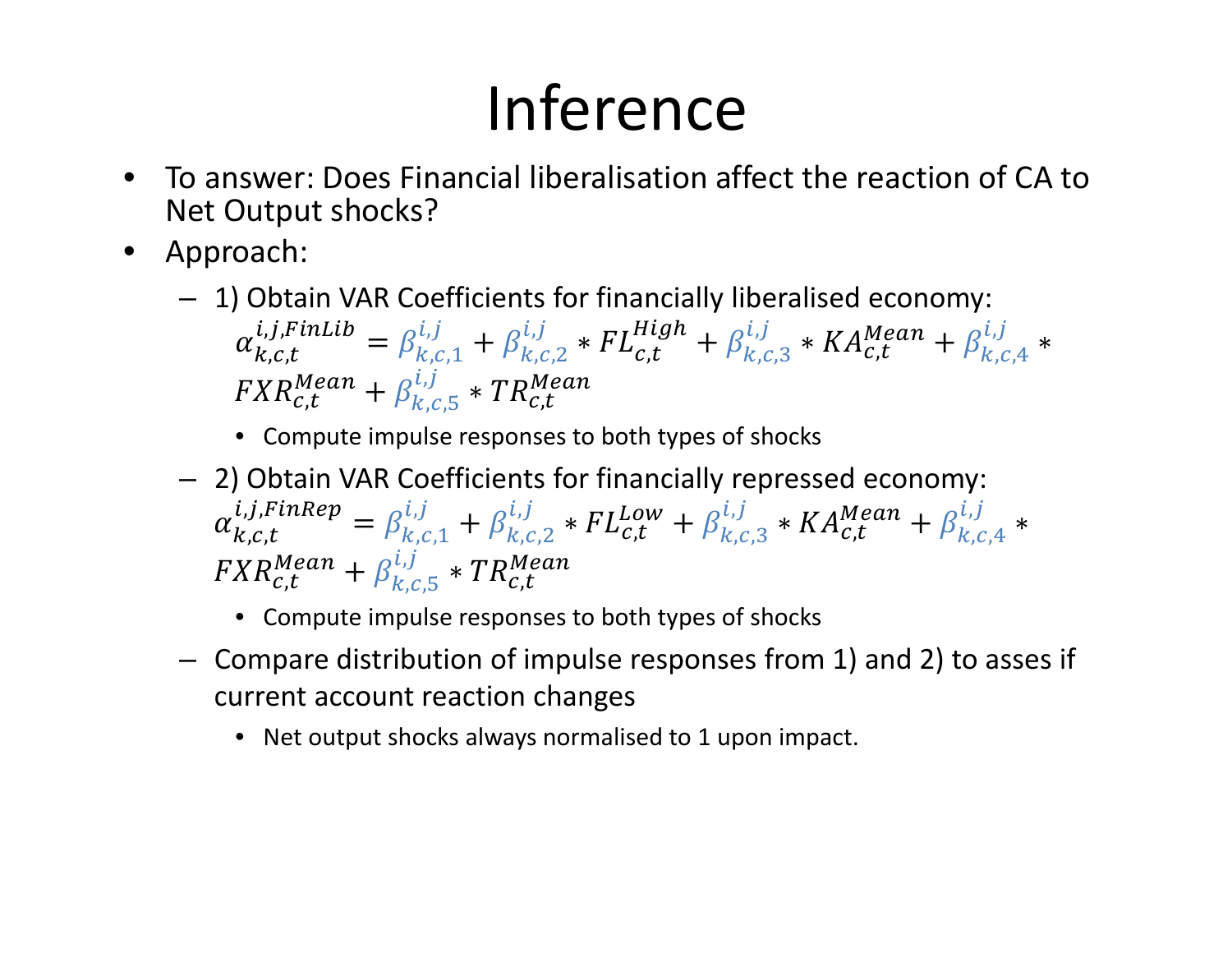# Inference

- To answer: Does Financial liberalisation affect the reaction of CA to Net Output shocks?
- Approach:
  - 1) Obtain VAR Coefficients for financially liberalised economy: $\alpha_{k,c,t}^{i,j,FinLib} = \beta_{k,c,1}^{i,j} + \beta_{k,c,2}^{i,j} * FL_{c,t}^{High} + \beta_{k,c,3}^{i,j} * KA_{c,t}^{Mean} + \beta_{k,c,4}^{i,j} * FXR_{c,t}^{Mean} + \beta_{k,c,5}^{i,j} * TR_{c,t}^{Mean}$
    - Compute impulse responses to both types of shocks
  - 2) Obtain VAR Coefficients for financially repressed economy: $\alpha_{k,c,t}^{i,j,FinRep} = \beta_{k,c,1}^{i,j} + \beta_{k,c,2}^{i,j} * FL_{c,t}^{Low} + \beta_{k,c,3}^{i,j} * KA_{c,t}^{Mean} + \beta_{k,c,4}^{i,j} * FXR_{c,t}^{Mean} + \beta_{k,c,5}^{i,j} * TR_{c,t}^{Mean}$
    - Compute impulse responses to both types of shocks
  - Compare distribution of impulse responses from 1) and 2) to asses if current account reaction changes
    - Net output shocks always normalised to 1 upon impact.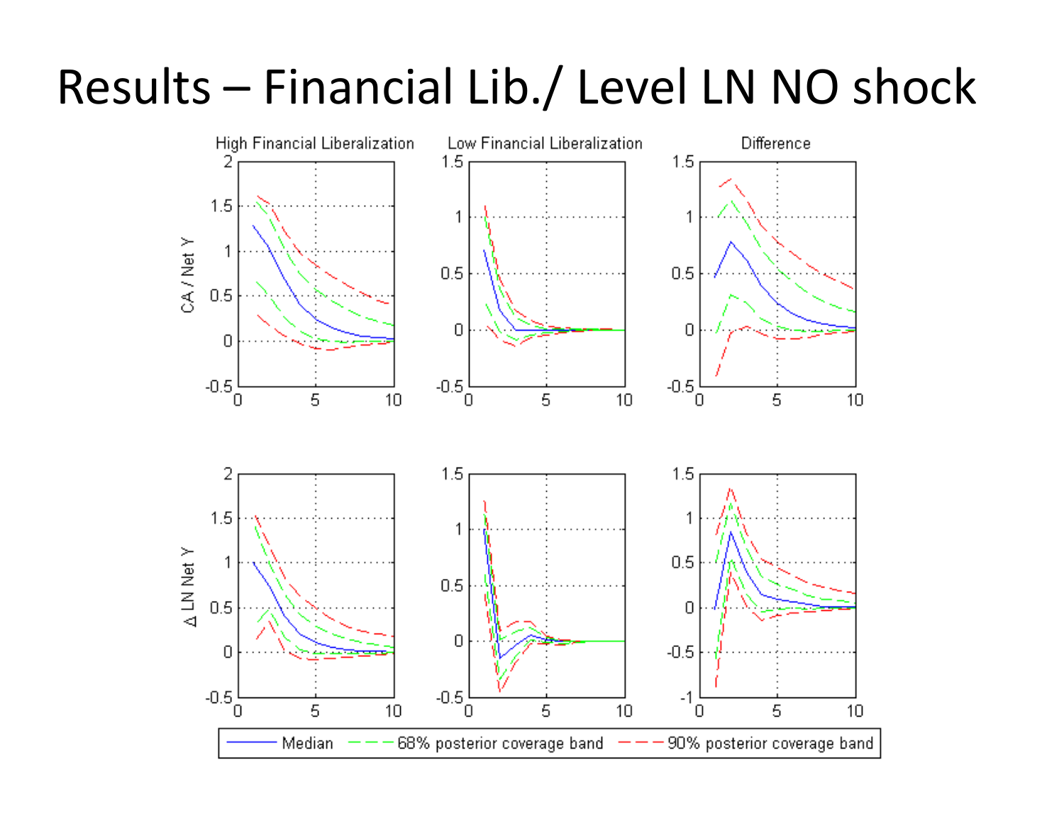# Results – Financial Lib./ Level LN NO shock

High Financial Liberalization | Low Financial Liberalization | Difference

CA / Net Y

Δ LN Net Y

Median — 68% posterior coverage band — 90% posterior coverage band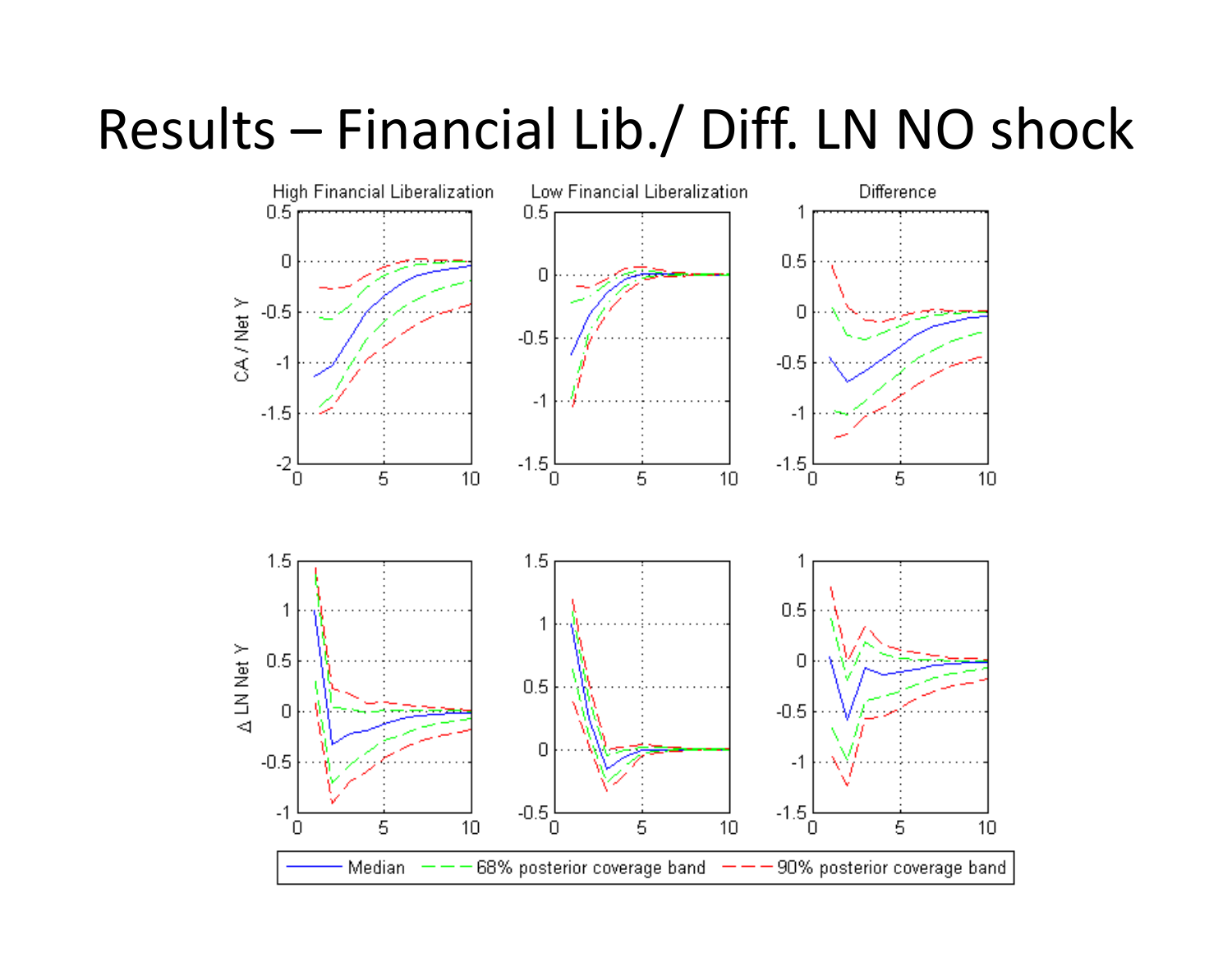# Results – Financial Lib./ Diff. LN NO shock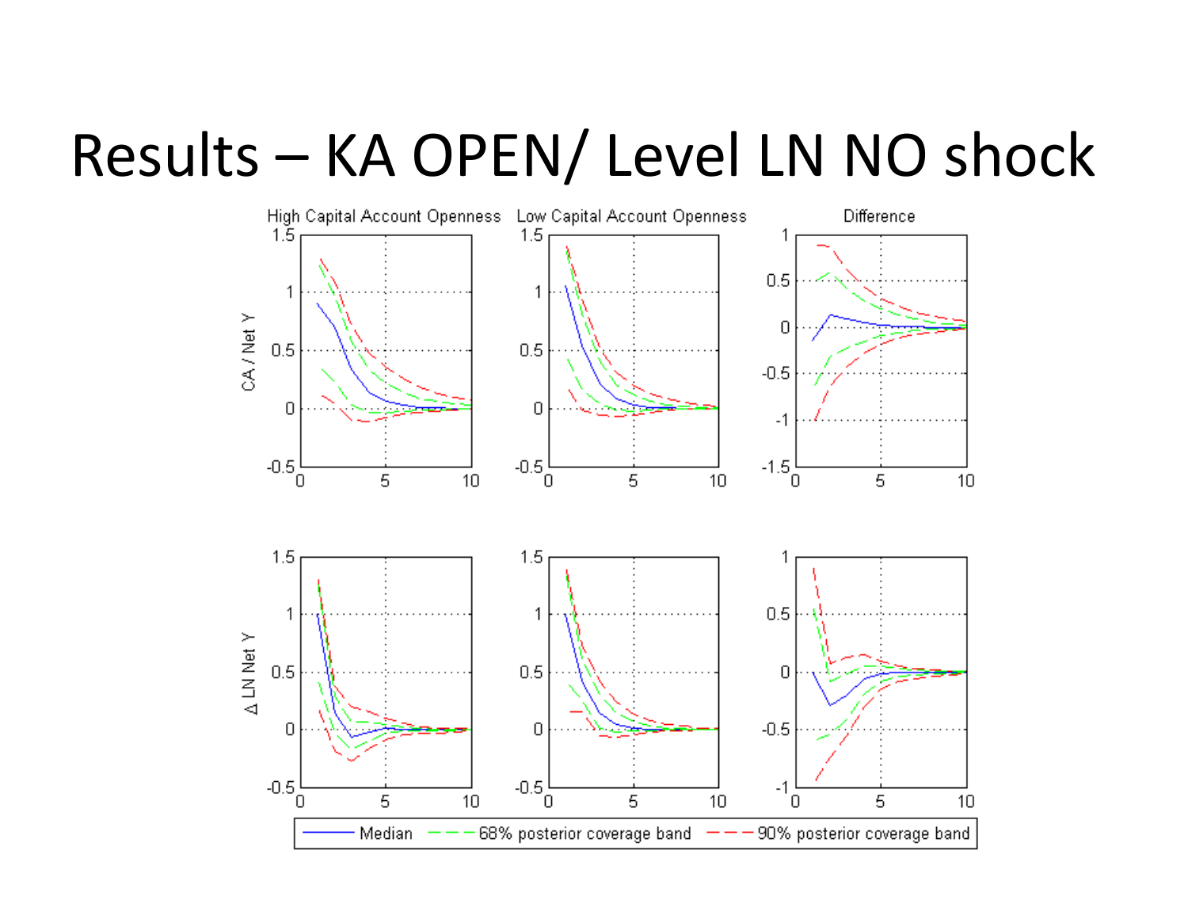# Results – KA OPEN/ Level LN NO shock

High Capital Account Openness | Low Capital Account Openness | Difference

CA / Net Y

$\Delta$ LN Net Y

Median — 68% posterior coverage band — 90% posterior coverage band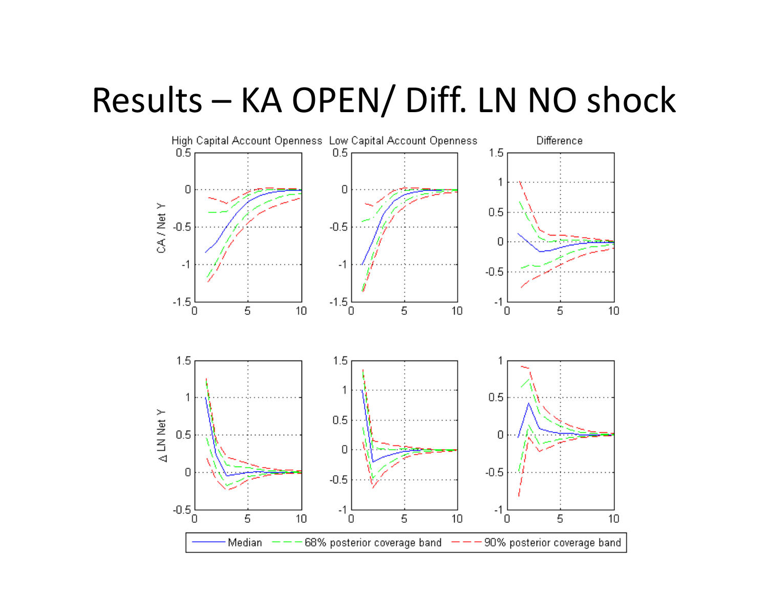# Results – KA OPEN/ Diff. LN NO shock

High Capital Account Openness | Low Capital Account Openness | Difference

CA / Net Y

Δ LN Net Y

Median — 68% posterior coverage band — 90% posterior coverage band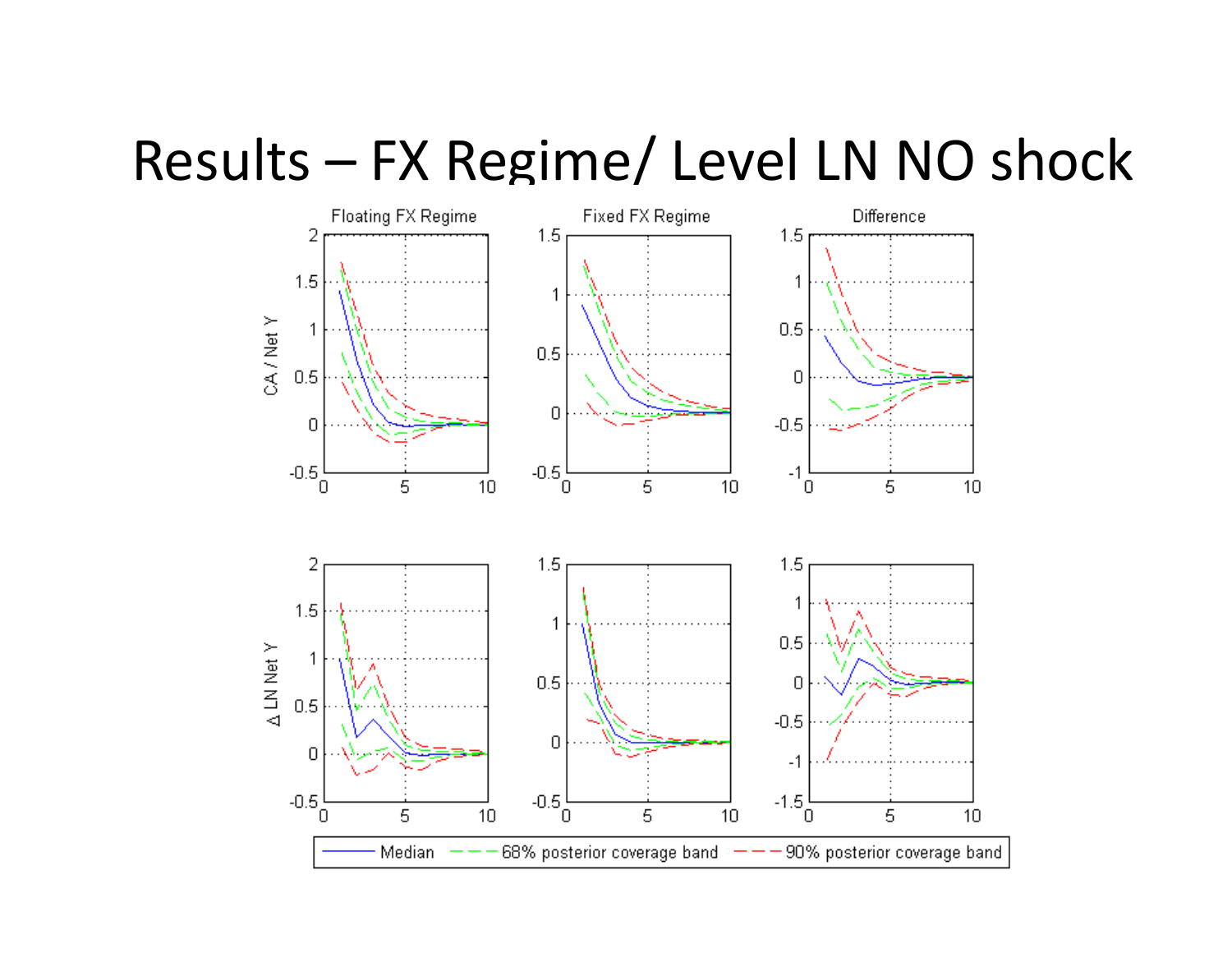# Results – FX Regime/ Level LN NO shock

Floating FX Regime | Fixed FX Regime | Difference

CA / Net Y

$\Delta$ LN Net Y

Median | 68% posterior coverage band | 90% posterior coverage band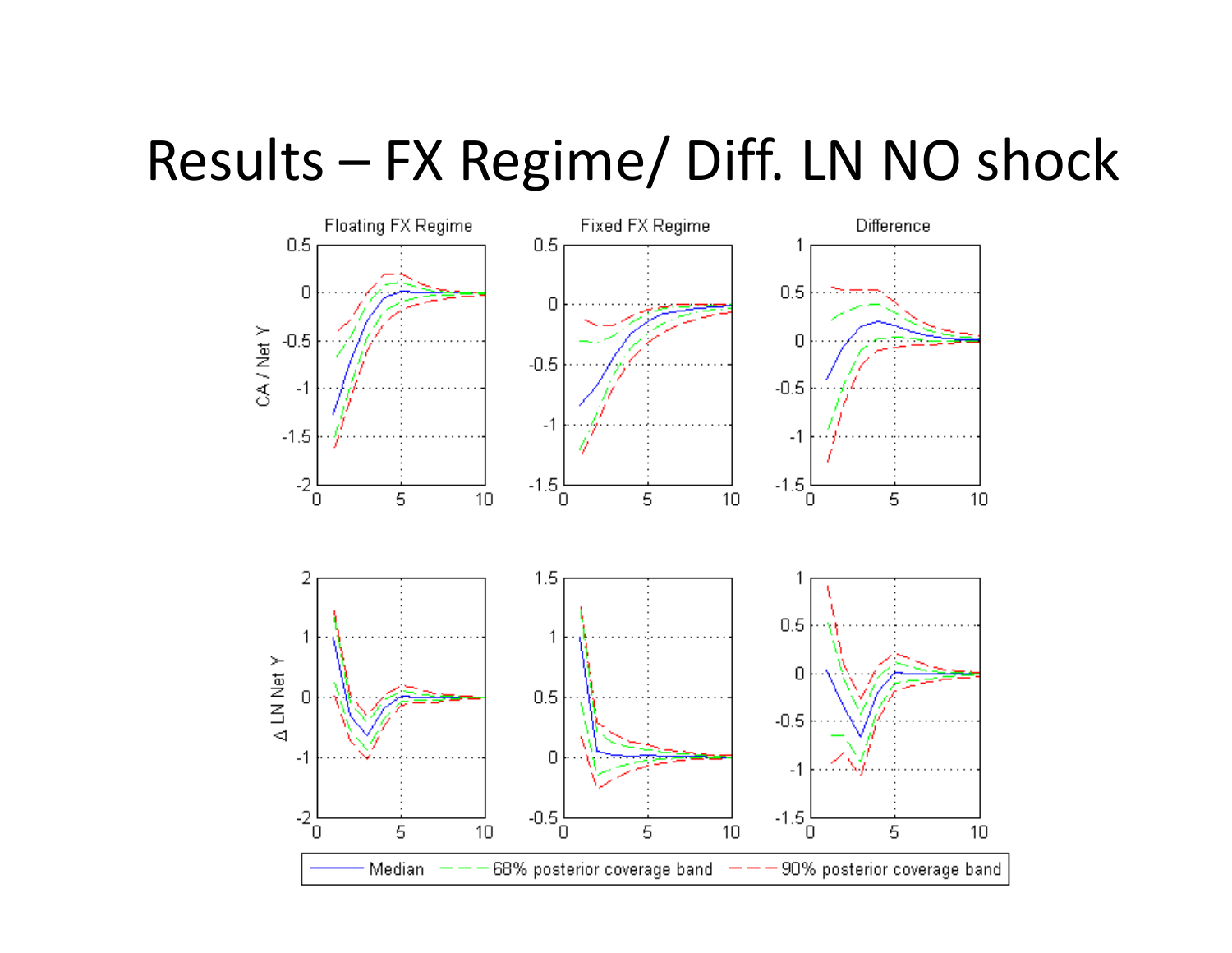# Results – FX Regime/ Diff. LN NO shock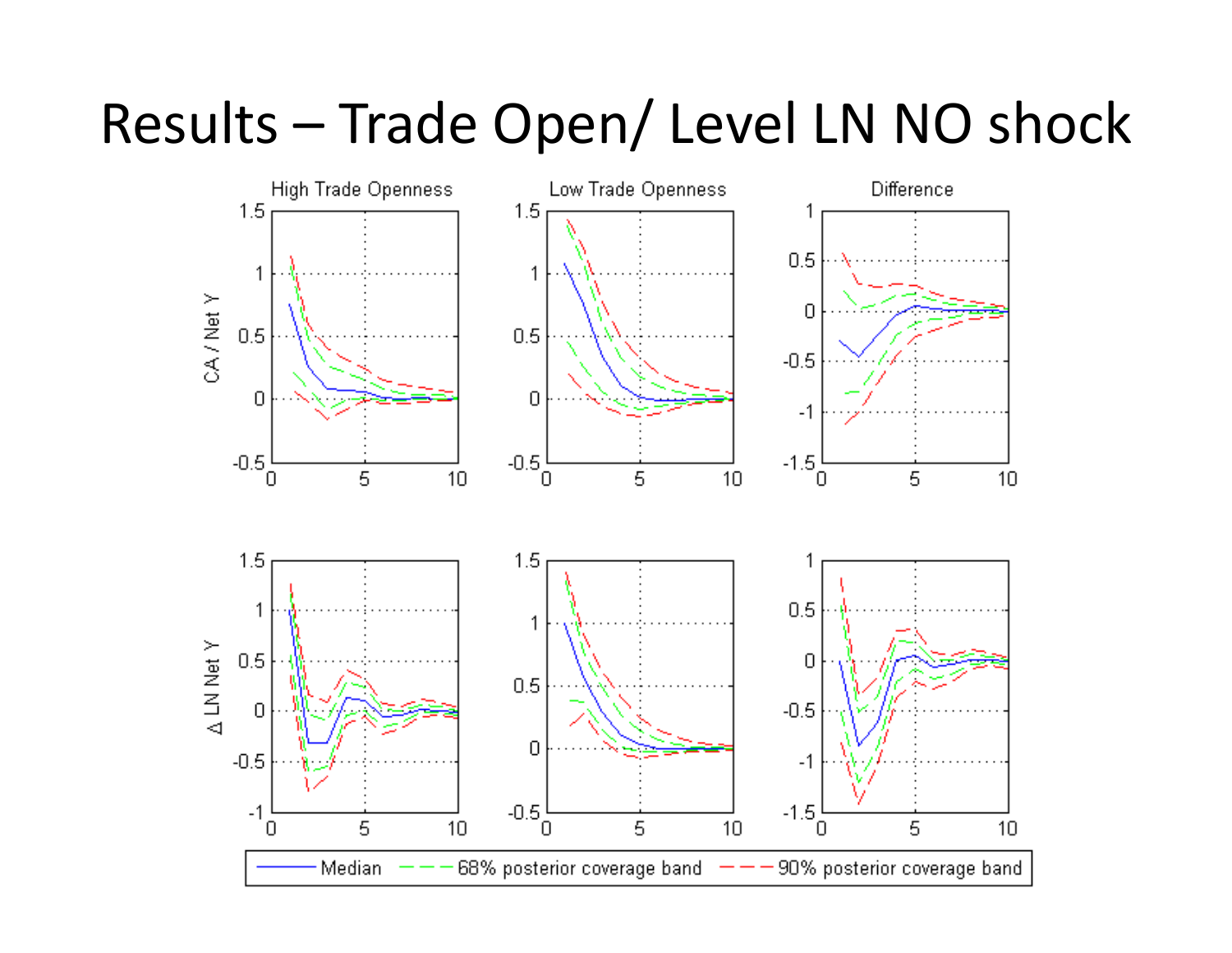# Results – Trade Open/ Level LN NO shock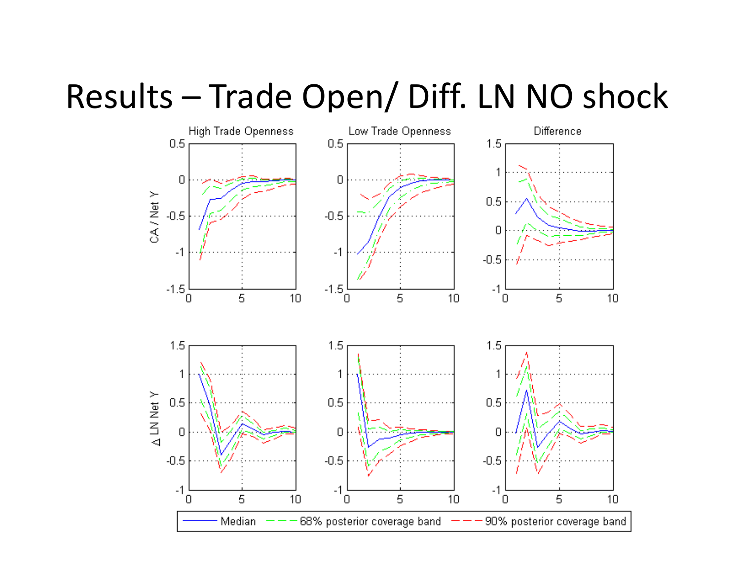# Results – Trade Open/ Diff. LN NO shock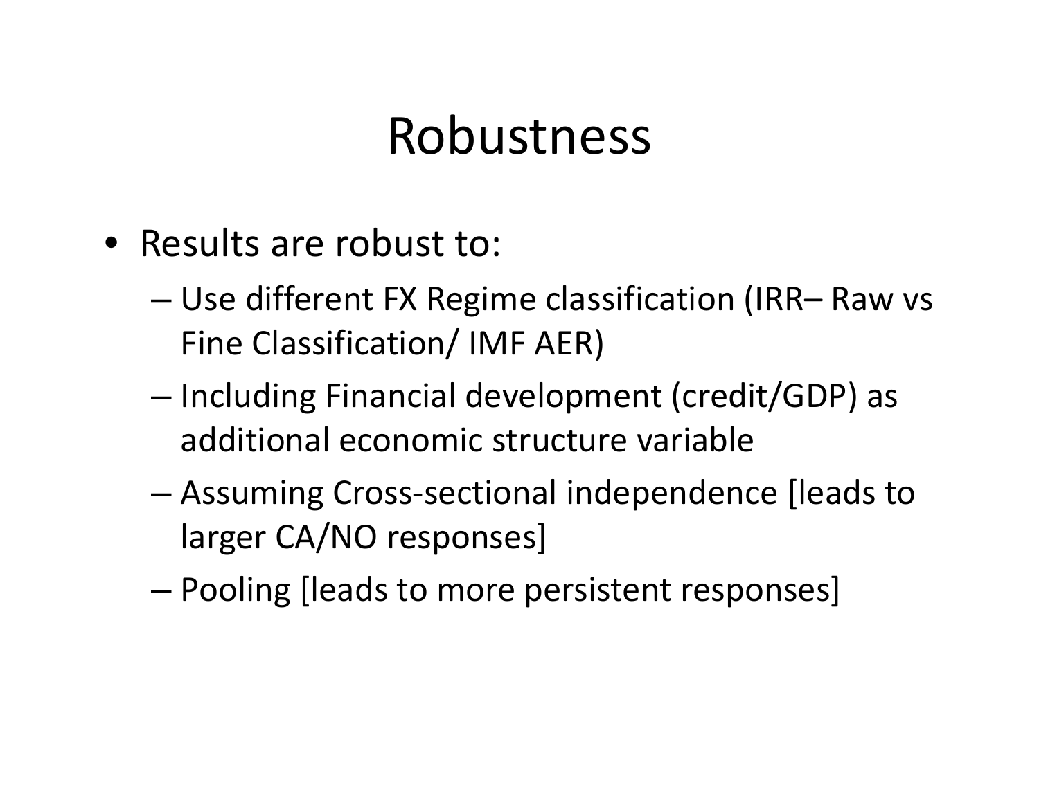# Robustness

- Results are robust to:
  - Use different FX Regime classification (IRR– Raw vs Fine Classification/ IMF AER)
  - Including Financial development (credit/GDP) as additional economic structure variable
  - Assuming Cross-sectional independence [leads to larger CA/NO responses]
  - Pooling [leads to more persistent responses]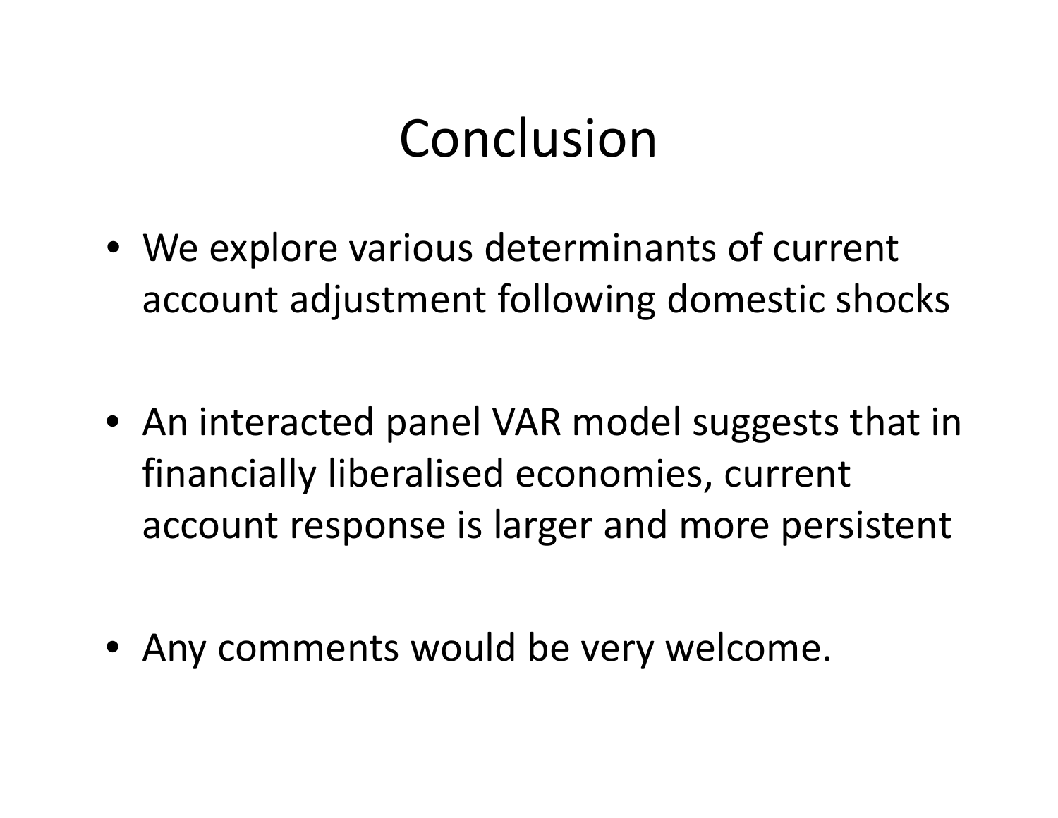# Conclusion

- We explore various determinants of current account adjustment following domestic shocks
- An interacted panel VAR model suggests that in financially liberalised economies, current account response is larger and more persistent
- Any comments would be very welcome.